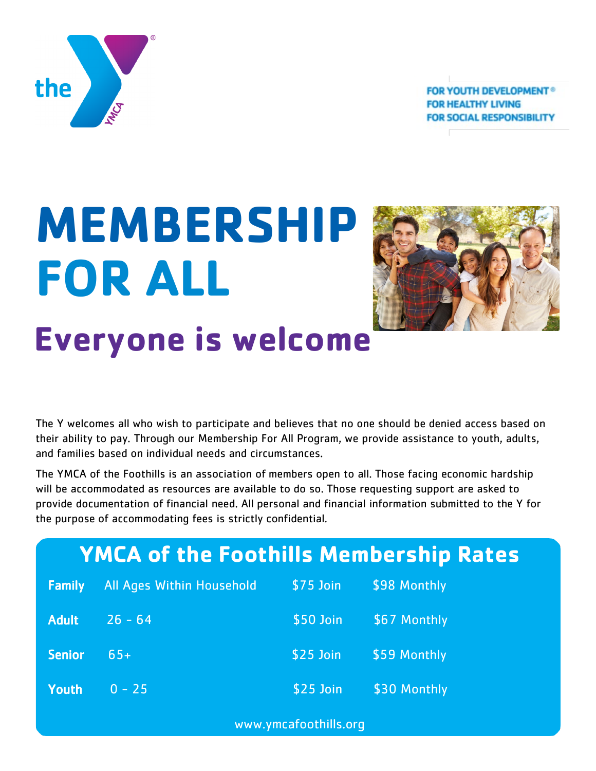FOR YOUTH DEVELOPMENT®
FOR HEALTHY LIVING
FOR SOCIAL RESPONSIBILITY

# MEMBERSHIP FOR ALL

## Everyone is welcome

The Y welcomes all who wish to participate and believes that no one should be denied access based on their ability to pay. Through our Membership For All Program, we provide assistance to youth, adults, and families based on individual needs and circumstances.

The YMCA of the Foothills is an association of members open to all. Those facing economic hardship will be accommodated as resources are available to do so. Those requesting support are asked to provide documentation of financial need. All personal and financial information submitted to the Y for the purpose of accommodating fees is strictly confidential.

## YMCA of the Foothills Membership Rates

| | | | |
|---|---|---|---|
| **Family** | All Ages Within Household | $75 Join | $98 Monthly |
| **Adult** | 26 - 64 | $50 Join | $67 Monthly |
| **Senior** | 65+ | $25 Join | $59 Monthly |
| **Youth** | 0 - 25 | $25 Join | $30 Monthly |

www.ymcafoothills.org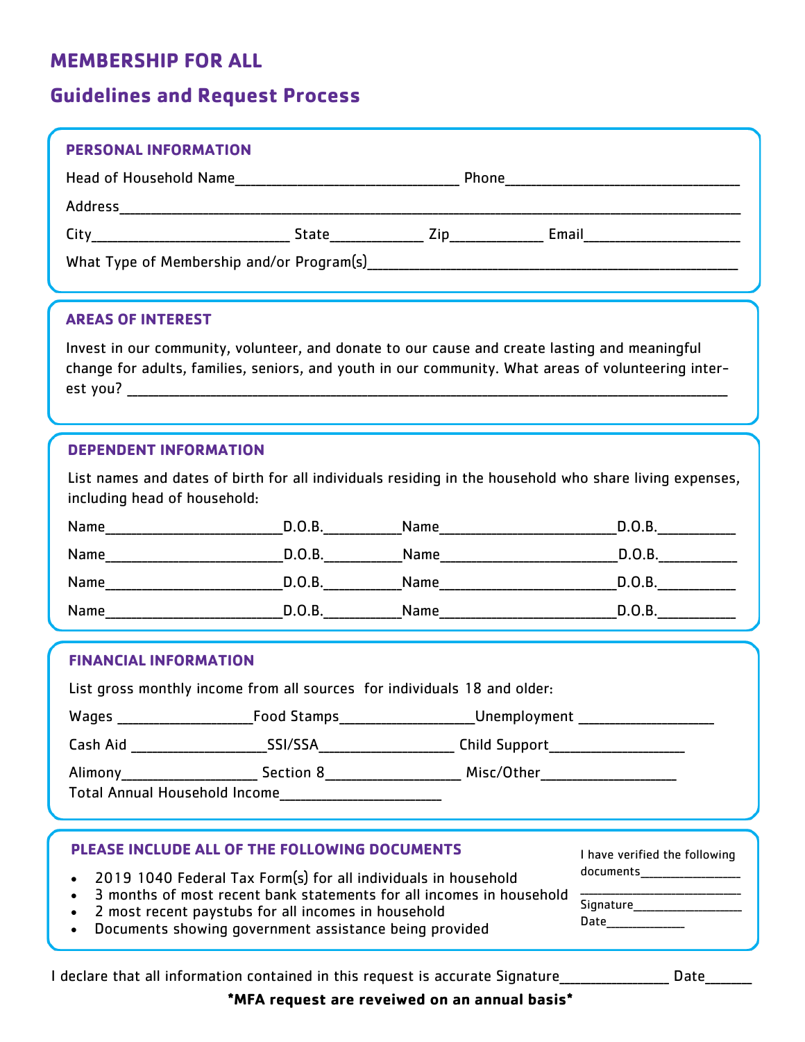# MEMBERSHIP FOR ALL

## Guidelines and Request Process

### PERSONAL INFORMATION

Head of Household Name______________________________ Phone_______________________________

Address_____________________________________________________________________________

City__________________________ State____________ Zip____________ Email_____________________

What Type of Membership and/or Program(s)__________________________________________________

### AREAS OF INTEREST

Invest in our community, volunteer, and donate to our cause and create lasting and meaningful change for adults, families, seniors, and youth in our community. What areas of volunteering interest you? ________________________________________________________________________

### DEPENDENT INFORMATION

List names and dates of birth for all individuals residing in the household who share living expenses, including head of household:

Name________________________D.O.B.__________Name________________________D.O.B.__________

Name________________________D.O.B.__________Name________________________D.O.B.__________

Name________________________D.O.B.__________Name________________________D.O.B.__________

Name________________________D.O.B.__________Name________________________D.O.B.__________

### FINANCIAL INFORMATION

List gross monthly income from all sources for individuals 18 and older:

Wages __________________Food Stamps__________________Unemployment __________________

Cash Aid __________________SSI/SSA__________________ Child Support__________________

Alimony__________________ Section 8__________________ Misc/Other__________________

Total Annual Household Income______________________

### PLEASE INCLUDE ALL OF THE FOLLOWING DOCUMENTS

- 2019 1040 Federal Tax Form(s) for all individuals in household
- 3 months of most recent bank statements for all incomes in household
- 2 most recent paystubs for all incomes in household
- Documents showing government assistance being provided

I have verified the following documents________________

__________________________

Signature_________________

Date____________

I declare that all information contained in this request is accurate Signature_______________ Date______

**\*MFA request are reveiwed on an annual basis\***